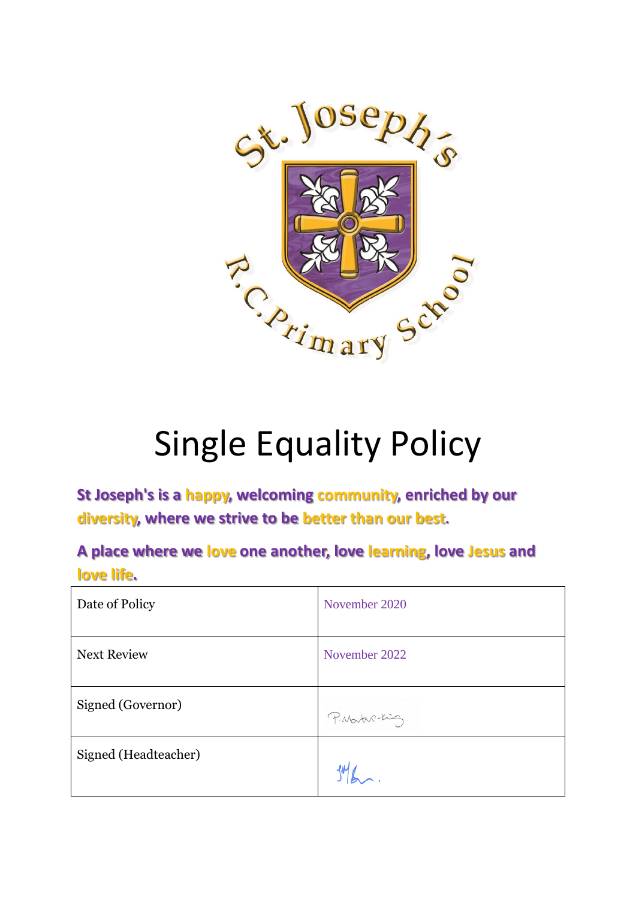# Single Equality Policy

**St Joseph's is a happy, welcoming community, enriched by our diversity, where we strive to be better than our best.**

**A place where we love one another, love learning, love Jesus and love life.**

| Date of Policy | November 2020 |
|---|---|
| Next Review | November 2022 |
| Signed (Governor) | P.Martin-King. |
| Signed (Headteacher) | |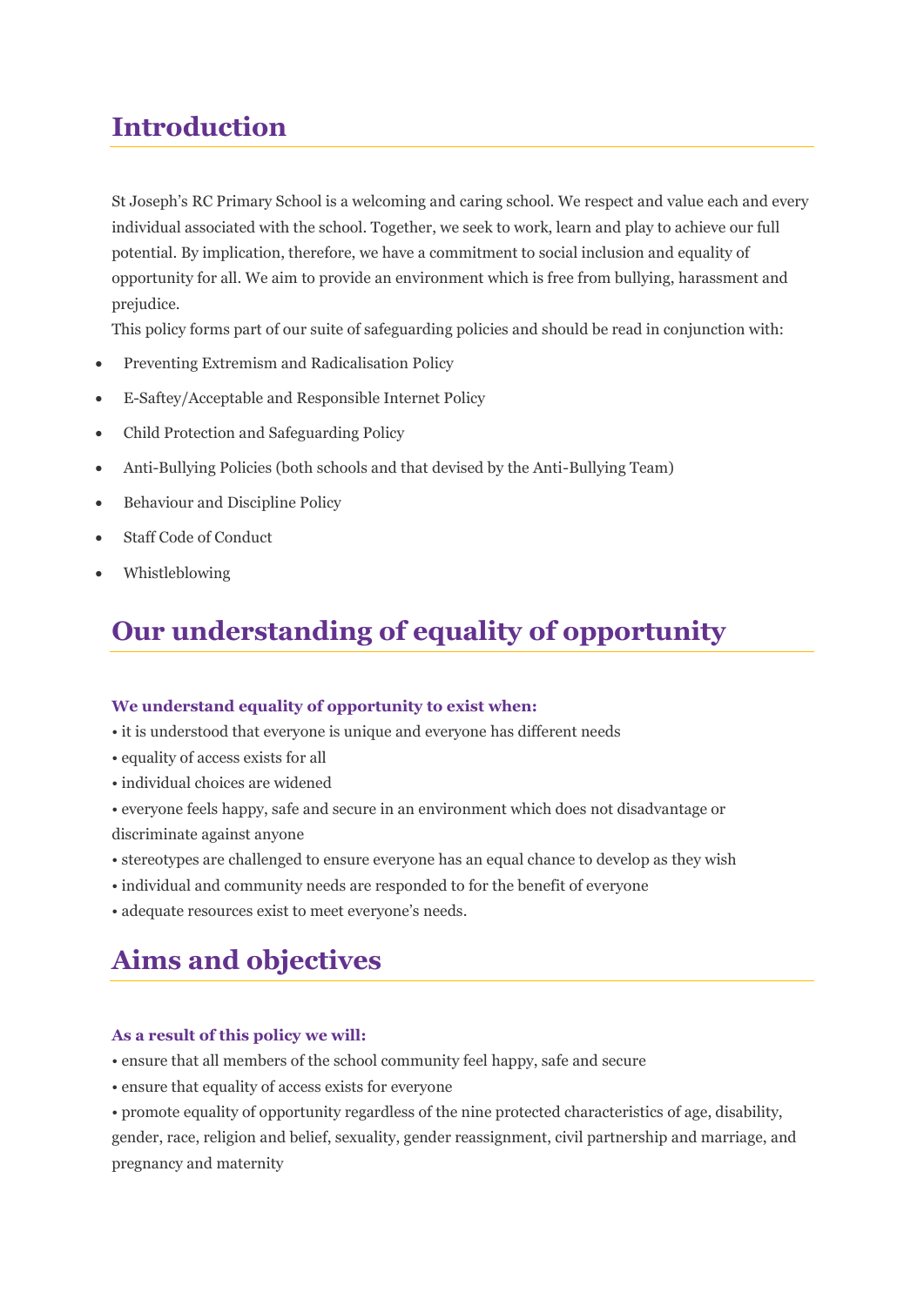## Introduction

St Joseph's RC Primary School is a welcoming and caring school. We respect and value each and every individual associated with the school. Together, we seek to work, learn and play to achieve our full potential. By implication, therefore, we have a commitment to social inclusion and equality of opportunity for all. We aim to provide an environment which is free from bullying, harassment and prejudice.

This policy forms part of our suite of safeguarding policies and should be read in conjunction with:

- Preventing Extremism and Radicalisation Policy
- E-Saftey/Acceptable and Responsible Internet Policy
- Child Protection and Safeguarding Policy
- Anti-Bullying Policies (both schools and that devised by the Anti-Bullying Team)
- Behaviour and Discipline Policy
- Staff Code of Conduct
- Whistleblowing

## Our understanding of equality of opportunity

**We understand equality of opportunity to exist when:**

• it is understood that everyone is unique and everyone has different needs
• equality of access exists for all
• individual choices are widened
• everyone feels happy, safe and secure in an environment which does not disadvantage or discriminate against anyone
• stereotypes are challenged to ensure everyone has an equal chance to develop as they wish
• individual and community needs are responded to for the benefit of everyone
• adequate resources exist to meet everyone's needs.

## Aims and objectives

**As a result of this policy we will:**

• ensure that all members of the school community feel happy, safe and secure
• ensure that equality of access exists for everyone
• promote equality of opportunity regardless of the nine protected characteristics of age, disability, gender, race, religion and belief, sexuality, gender reassignment, civil partnership and marriage, and pregnancy and maternity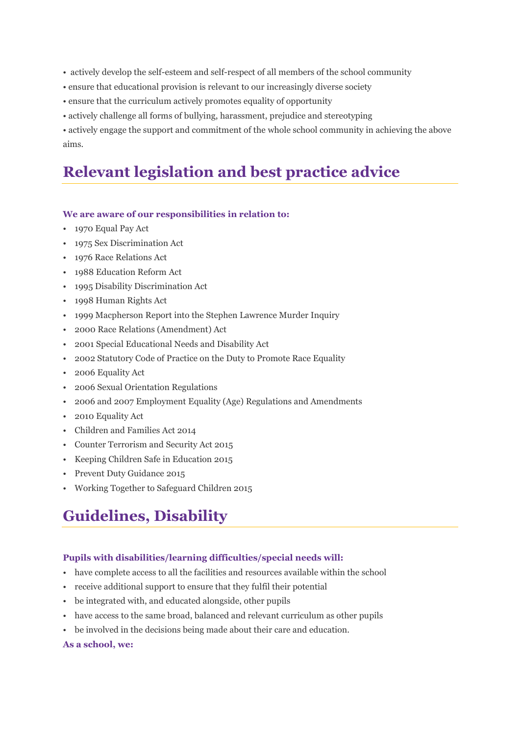- actively develop the self-esteem and self-respect of all members of the school community
- ensure that educational provision is relevant to our increasingly diverse society
- ensure that the curriculum actively promotes equality of opportunity
- actively challenge all forms of bullying, harassment, prejudice and stereotyping
- actively engage the support and commitment of the whole school community in achieving the above aims.

## Relevant legislation and best practice advice

**We are aware of our responsibilities in relation to:**

- 1970 Equal Pay Act
- 1975 Sex Discrimination Act
- 1976 Race Relations Act
- 1988 Education Reform Act
- 1995 Disability Discrimination Act
- 1998 Human Rights Act
- 1999 Macpherson Report into the Stephen Lawrence Murder Inquiry
- 2000 Race Relations (Amendment) Act
- 2001 Special Educational Needs and Disability Act
- 2002 Statutory Code of Practice on the Duty to Promote Race Equality
- 2006 Equality Act
- 2006 Sexual Orientation Regulations
- 2006 and 2007 Employment Equality (Age) Regulations and Amendments
- 2010 Equality Act
- Children and Families Act 2014
- Counter Terrorism and Security Act 2015
- Keeping Children Safe in Education 2015
- Prevent Duty Guidance 2015
- Working Together to Safeguard Children 2015

## Guidelines, Disability

**Pupils with disabilities/learning difficulties/special needs will:**

- have complete access to all the facilities and resources available within the school
- receive additional support to ensure that they fulfil their potential
- be integrated with, and educated alongside, other pupils
- have access to the same broad, balanced and relevant curriculum as other pupils
- be involved in the decisions being made about their care and education.

**As a school, we:**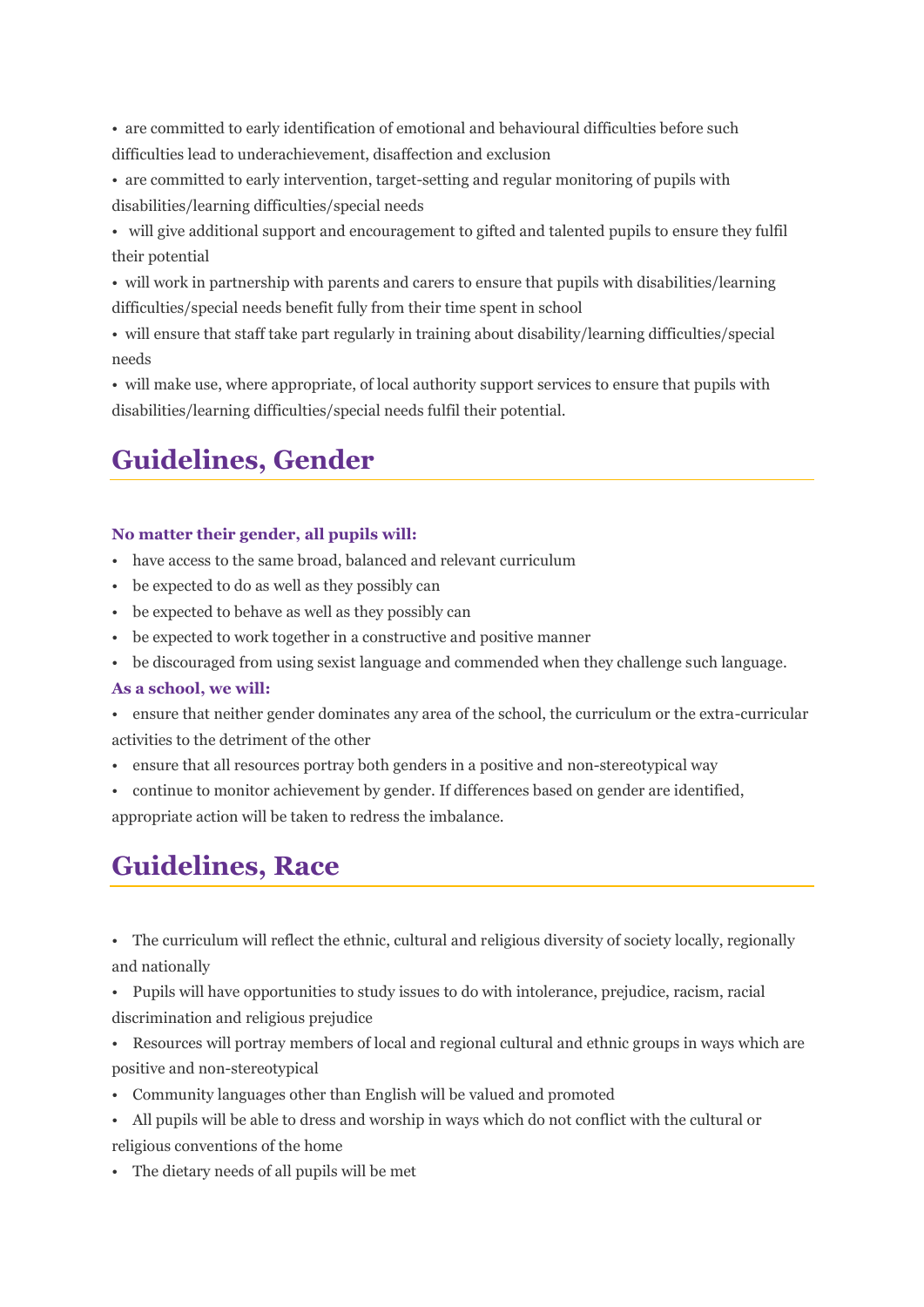- are committed to early identification of emotional and behavioural difficulties before such difficulties lead to underachievement, disaffection and exclusion
- are committed to early intervention, target-setting and regular monitoring of pupils with disabilities/learning difficulties/special needs
- will give additional support and encouragement to gifted and talented pupils to ensure they fulfil their potential
- will work in partnership with parents and carers to ensure that pupils with disabilities/learning difficulties/special needs benefit fully from their time spent in school
- will ensure that staff take part regularly in training about disability/learning difficulties/special needs
- will make use, where appropriate, of local authority support services to ensure that pupils with disabilities/learning difficulties/special needs fulfil their potential.

## Guidelines, Gender

**No matter their gender, all pupils will:**

- have access to the same broad, balanced and relevant curriculum
- be expected to do as well as they possibly can
- be expected to behave as well as they possibly can
- be expected to work together in a constructive and positive manner
- be discouraged from using sexist language and commended when they challenge such language.

**As a school, we will:**

- ensure that neither gender dominates any area of the school, the curriculum or the extra-curricular activities to the detriment of the other
- ensure that all resources portray both genders in a positive and non-stereotypical way
- continue to monitor achievement by gender. If differences based on gender are identified, appropriate action will be taken to redress the imbalance.

## Guidelines, Race

- The curriculum will reflect the ethnic, cultural and religious diversity of society locally, regionally and nationally
- Pupils will have opportunities to study issues to do with intolerance, prejudice, racism, racial discrimination and religious prejudice
- Resources will portray members of local and regional cultural and ethnic groups in ways which are positive and non-stereotypical
- Community languages other than English will be valued and promoted
- All pupils will be able to dress and worship in ways which do not conflict with the cultural or religious conventions of the home
- The dietary needs of all pupils will be met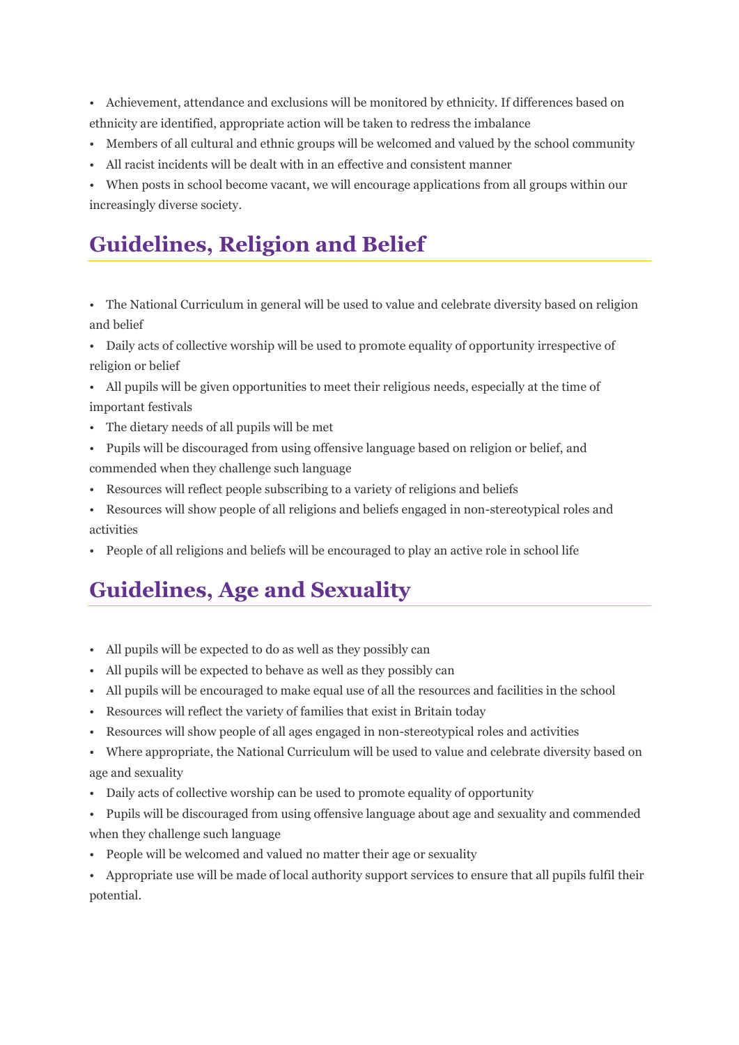- Achievement, attendance and exclusions will be monitored by ethnicity. If differences based on ethnicity are identified, appropriate action will be taken to redress the imbalance
- Members of all cultural and ethnic groups will be welcomed and valued by the school community
- All racist incidents will be dealt with in an effective and consistent manner
- When posts in school become vacant, we will encourage applications from all groups within our increasingly diverse society.

## Guidelines, Religion and Belief

- The National Curriculum in general will be used to value and celebrate diversity based on religion and belief
- Daily acts of collective worship will be used to promote equality of opportunity irrespective of religion or belief
- All pupils will be given opportunities to meet their religious needs, especially at the time of important festivals
- The dietary needs of all pupils will be met
- Pupils will be discouraged from using offensive language based on religion or belief, and commended when they challenge such language
- Resources will reflect people subscribing to a variety of religions and beliefs
- Resources will show people of all religions and beliefs engaged in non-stereotypical roles and activities
- People of all religions and beliefs will be encouraged to play an active role in school life

## Guidelines, Age and Sexuality

- All pupils will be expected to do as well as they possibly can
- All pupils will be expected to behave as well as they possibly can
- All pupils will be encouraged to make equal use of all the resources and facilities in the school
- Resources will reflect the variety of families that exist in Britain today
- Resources will show people of all ages engaged in non-stereotypical roles and activities
- Where appropriate, the National Curriculum will be used to value and celebrate diversity based on age and sexuality
- Daily acts of collective worship can be used to promote equality of opportunity
- Pupils will be discouraged from using offensive language about age and sexuality and commended when they challenge such language
- People will be welcomed and valued no matter their age or sexuality
- Appropriate use will be made of local authority support services to ensure that all pupils fulfil their potential.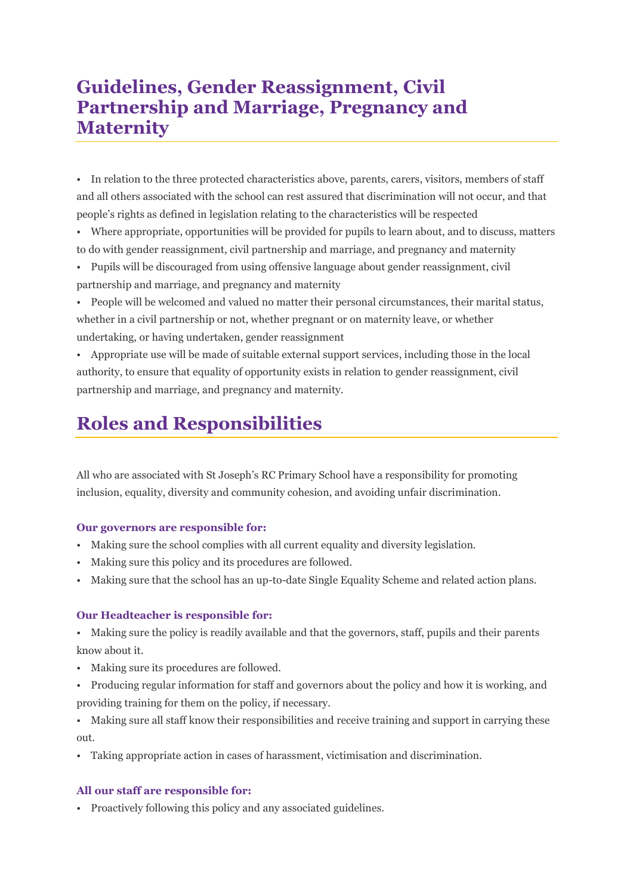## Guidelines, Gender Reassignment, Civil Partnership and Marriage, Pregnancy and Maternity

- In relation to the three protected characteristics above, parents, carers, visitors, members of staff and all others associated with the school can rest assured that discrimination will not occur, and that people's rights as defined in legislation relating to the characteristics will be respected
- Where appropriate, opportunities will be provided for pupils to learn about, and to discuss, matters to do with gender reassignment, civil partnership and marriage, and pregnancy and maternity
- Pupils will be discouraged from using offensive language about gender reassignment, civil partnership and marriage, and pregnancy and maternity
- People will be welcomed and valued no matter their personal circumstances, their marital status, whether in a civil partnership or not, whether pregnant or on maternity leave, or whether undertaking, or having undertaken, gender reassignment
- Appropriate use will be made of suitable external support services, including those in the local authority, to ensure that equality of opportunity exists in relation to gender reassignment, civil partnership and marriage, and pregnancy and maternity.

## Roles and Responsibilities

All who are associated with St Joseph's RC Primary School have a responsibility for promoting inclusion, equality, diversity and community cohesion, and avoiding unfair discrimination.

#### Our governors are responsible for:

- Making sure the school complies with all current equality and diversity legislation.
- Making sure this policy and its procedures are followed.
- Making sure that the school has an up-to-date Single Equality Scheme and related action plans.

#### Our Headteacher is responsible for:

- Making sure the policy is readily available and that the governors, staff, pupils and their parents know about it.
- Making sure its procedures are followed.
- Producing regular information for staff and governors about the policy and how it is working, and providing training for them on the policy, if necessary.
- Making sure all staff know their responsibilities and receive training and support in carrying these out.
- Taking appropriate action in cases of harassment, victimisation and discrimination.

#### All our staff are responsible for:

- Proactively following this policy and any associated guidelines.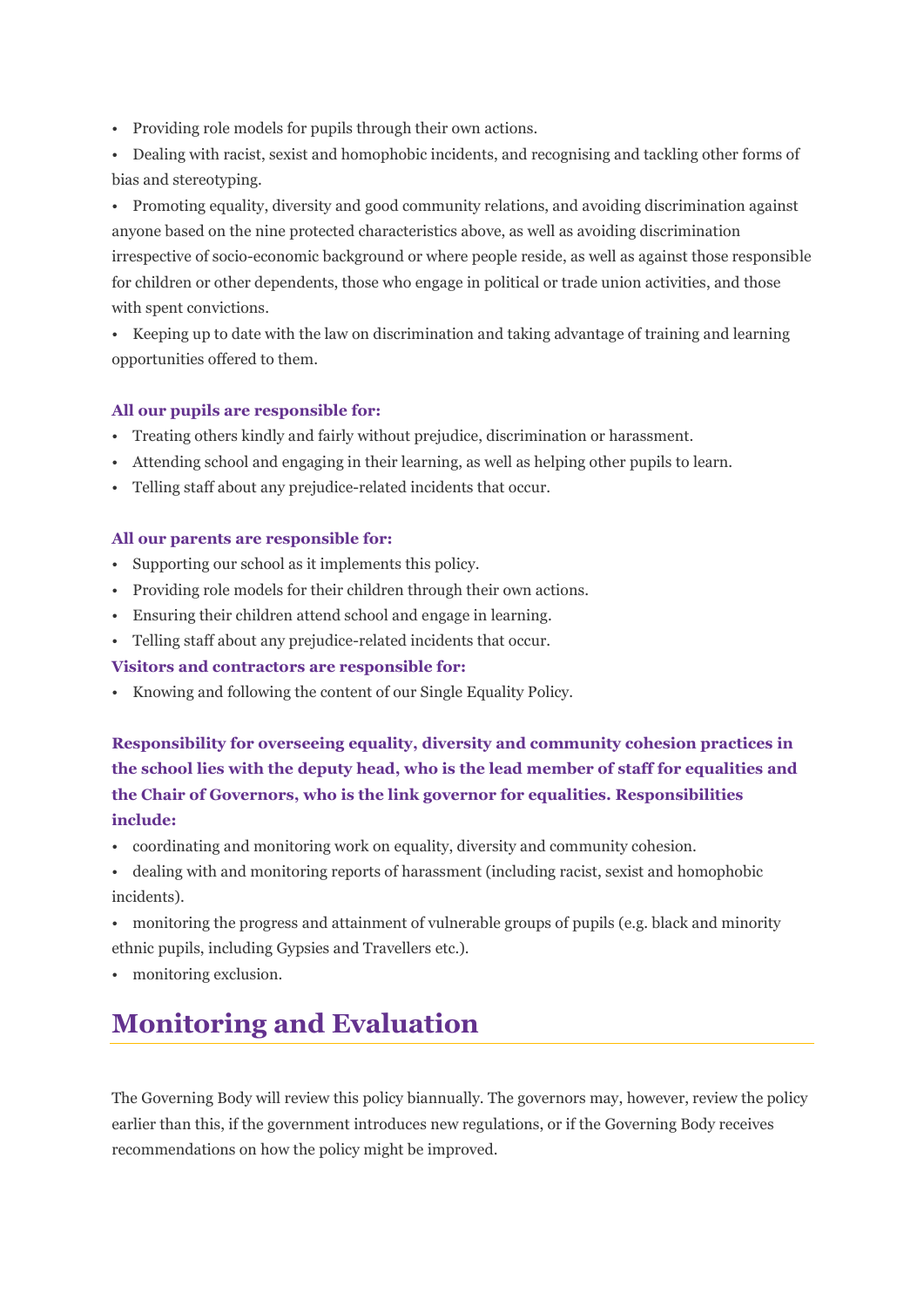- Providing role models for pupils through their own actions.
- Dealing with racist, sexist and homophobic incidents, and recognising and tackling other forms of bias and stereotyping.
- Promoting equality, diversity and good community relations, and avoiding discrimination against anyone based on the nine protected characteristics above, as well as avoiding discrimination irrespective of socio-economic background or where people reside, as well as against those responsible for children or other dependents, those who engage in political or trade union activities, and those with spent convictions.
- Keeping up to date with the law on discrimination and taking advantage of training and learning opportunities offered to them.

**All our pupils are responsible for:**

- Treating others kindly and fairly without prejudice, discrimination or harassment.
- Attending school and engaging in their learning, as well as helping other pupils to learn.
- Telling staff about any prejudice-related incidents that occur.

**All our parents are responsible for:**

- Supporting our school as it implements this policy.
- Providing role models for their children through their own actions.
- Ensuring their children attend school and engage in learning.
- Telling staff about any prejudice-related incidents that occur.

**Visitors and contractors are responsible for:**

- Knowing and following the content of our Single Equality Policy.

**Responsibility for overseeing equality, diversity and community cohesion practices in the school lies with the deputy head, who is the lead member of staff for equalities and the Chair of Governors, who is the link governor for equalities. Responsibilities include:**

- coordinating and monitoring work on equality, diversity and community cohesion.
- dealing with and monitoring reports of harassment (including racist, sexist and homophobic incidents).
- monitoring the progress and attainment of vulnerable groups of pupils (e.g. black and minority ethnic pupils, including Gypsies and Travellers etc.).
- monitoring exclusion.

## Monitoring and Evaluation

The Governing Body will review this policy biannually. The governors may, however, review the policy earlier than this, if the government introduces new regulations, or if the Governing Body receives recommendations on how the policy might be improved.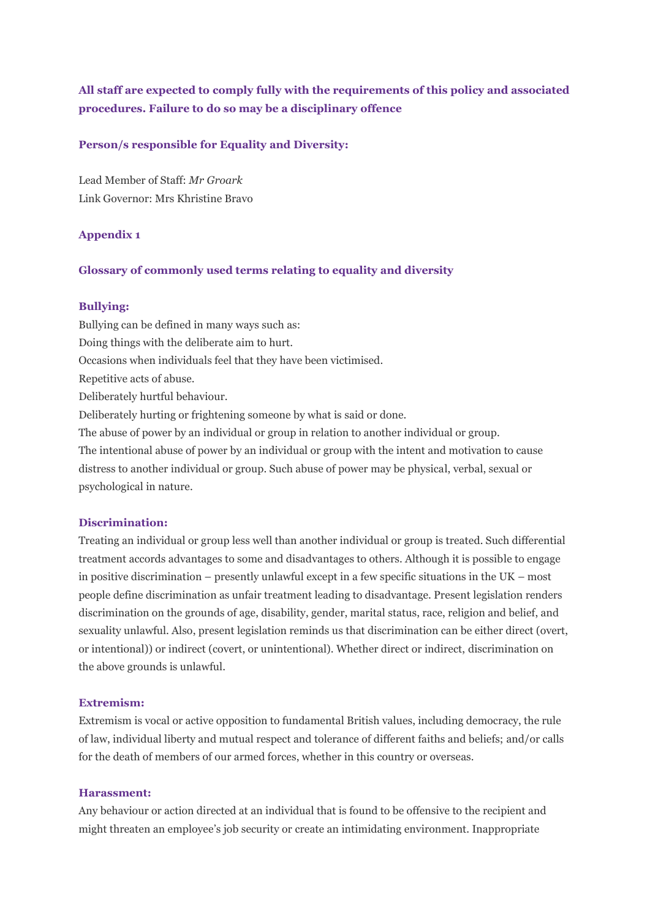**All staff are expected to comply fully with the requirements of this policy and associated procedures. Failure to do so may be a disciplinary offence**

**Person/s responsible for Equality and Diversity:**

Lead Member of Staff: *Mr Groark*
Link Governor: Mrs Khristine Bravo

## Appendix 1

### Glossary of commonly used terms relating to equality and diversity

**Bullying:**

Bullying can be defined in many ways such as:
Doing things with the deliberate aim to hurt.
Occasions when individuals feel that they have been victimised.
Repetitive acts of abuse.
Deliberately hurtful behaviour.
Deliberately hurting or frightening someone by what is said or done.
The abuse of power by an individual or group in relation to another individual or group.
The intentional abuse of power by an individual or group with the intent and motivation to cause distress to another individual or group. Such abuse of power may be physical, verbal, sexual or psychological in nature.

**Discrimination:**

Treating an individual or group less well than another individual or group is treated. Such differential treatment accords advantages to some and disadvantages to others. Although it is possible to engage in positive discrimination – presently unlawful except in a few specific situations in the UK – most people define discrimination as unfair treatment leading to disadvantage. Present legislation renders discrimination on the grounds of age, disability, gender, marital status, race, religion and belief, and sexuality unlawful. Also, present legislation reminds us that discrimination can be either direct (overt, or intentional)) or indirect (covert, or unintentional). Whether direct or indirect, discrimination on the above grounds is unlawful.

**Extremism:**

Extremism is vocal or active opposition to fundamental British values, including democracy, the rule of law, individual liberty and mutual respect and tolerance of different faiths and beliefs; and/or calls for the death of members of our armed forces, whether in this country or overseas.

**Harassment:**

Any behaviour or action directed at an individual that is found to be offensive to the recipient and might threaten an employee's job security or create an intimidating environment. Inappropriate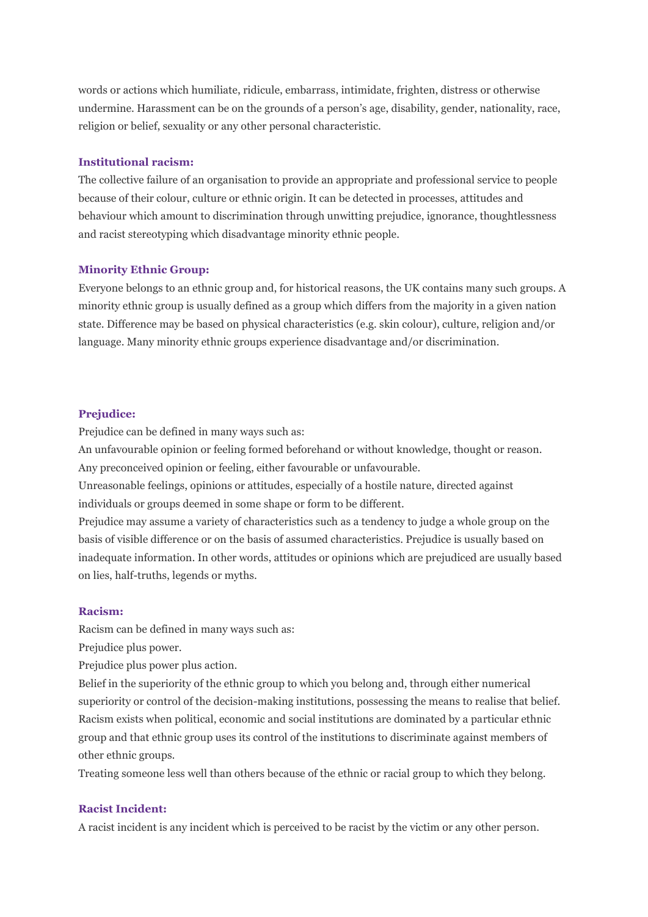words or actions which humiliate, ridicule, embarrass, intimidate, frighten, distress or otherwise undermine. Harassment can be on the grounds of a person's age, disability, gender, nationality, race, religion or belief, sexuality or any other personal characteristic.

**Institutional racism:**

The collective failure of an organisation to provide an appropriate and professional service to people because of their colour, culture or ethnic origin. It can be detected in processes, attitudes and behaviour which amount to discrimination through unwitting prejudice, ignorance, thoughtlessness and racist stereotyping which disadvantage minority ethnic people.

**Minority Ethnic Group:**

Everyone belongs to an ethnic group and, for historical reasons, the UK contains many such groups. A minority ethnic group is usually defined as a group which differs from the majority in a given nation state. Difference may be based on physical characteristics (e.g. skin colour), culture, religion and/or language. Many minority ethnic groups experience disadvantage and/or discrimination.

**Prejudice:**

Prejudice can be defined in many ways such as:

An unfavourable opinion or feeling formed beforehand or without knowledge, thought or reason.

Any preconceived opinion or feeling, either favourable or unfavourable.

Unreasonable feelings, opinions or attitudes, especially of a hostile nature, directed against individuals or groups deemed in some shape or form to be different.

Prejudice may assume a variety of characteristics such as a tendency to judge a whole group on the basis of visible difference or on the basis of assumed characteristics. Prejudice is usually based on inadequate information. In other words, attitudes or opinions which are prejudiced are usually based on lies, half-truths, legends or myths.

**Racism:**

Racism can be defined in many ways such as:

Prejudice plus power.

Prejudice plus power plus action.

Belief in the superiority of the ethnic group to which you belong and, through either numerical superiority or control of the decision-making institutions, possessing the means to realise that belief.

Racism exists when political, economic and social institutions are dominated by a particular ethnic group and that ethnic group uses its control of the institutions to discriminate against members of other ethnic groups.

Treating someone less well than others because of the ethnic or racial group to which they belong.

**Racist Incident:**

A racist incident is any incident which is perceived to be racist by the victim or any other person.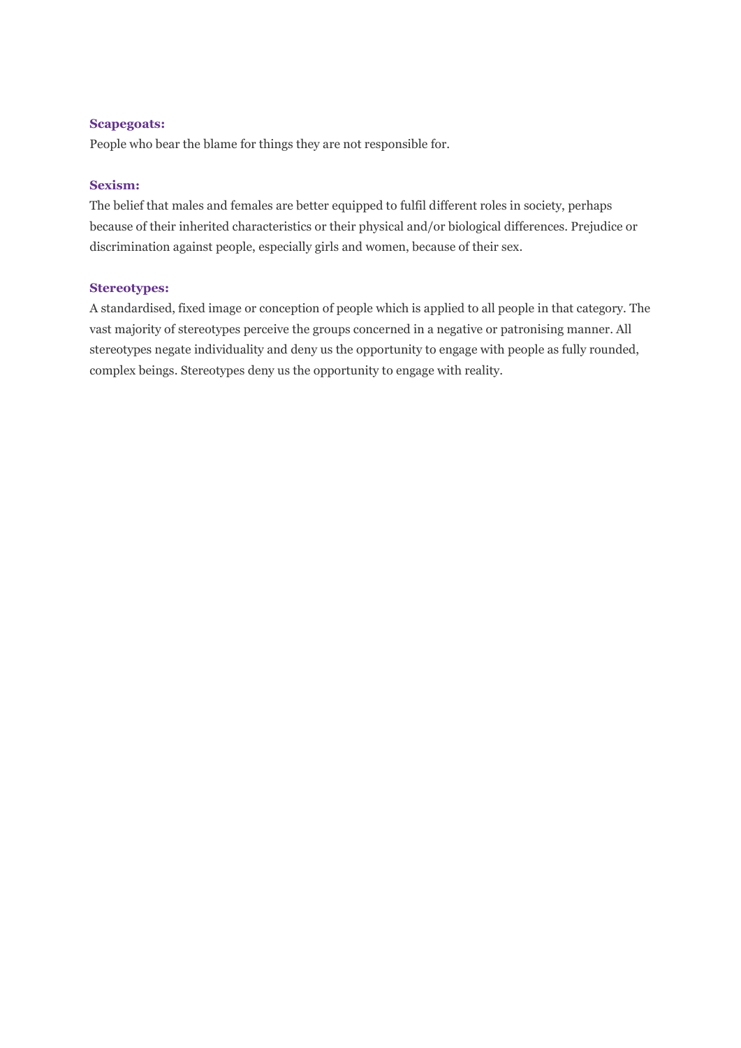**Scapegoats:**

People who bear the blame for things they are not responsible for.

**Sexism:**

The belief that males and females are better equipped to fulfil different roles in society, perhaps because of their inherited characteristics or their physical and/or biological differences. Prejudice or discrimination against people, especially girls and women, because of their sex.

**Stereotypes:**

A standardised, fixed image or conception of people which is applied to all people in that category. The vast majority of stereotypes perceive the groups concerned in a negative or patronising manner. All stereotypes negate individuality and deny us the opportunity to engage with people as fully rounded, complex beings. Stereotypes deny us the opportunity to engage with reality.